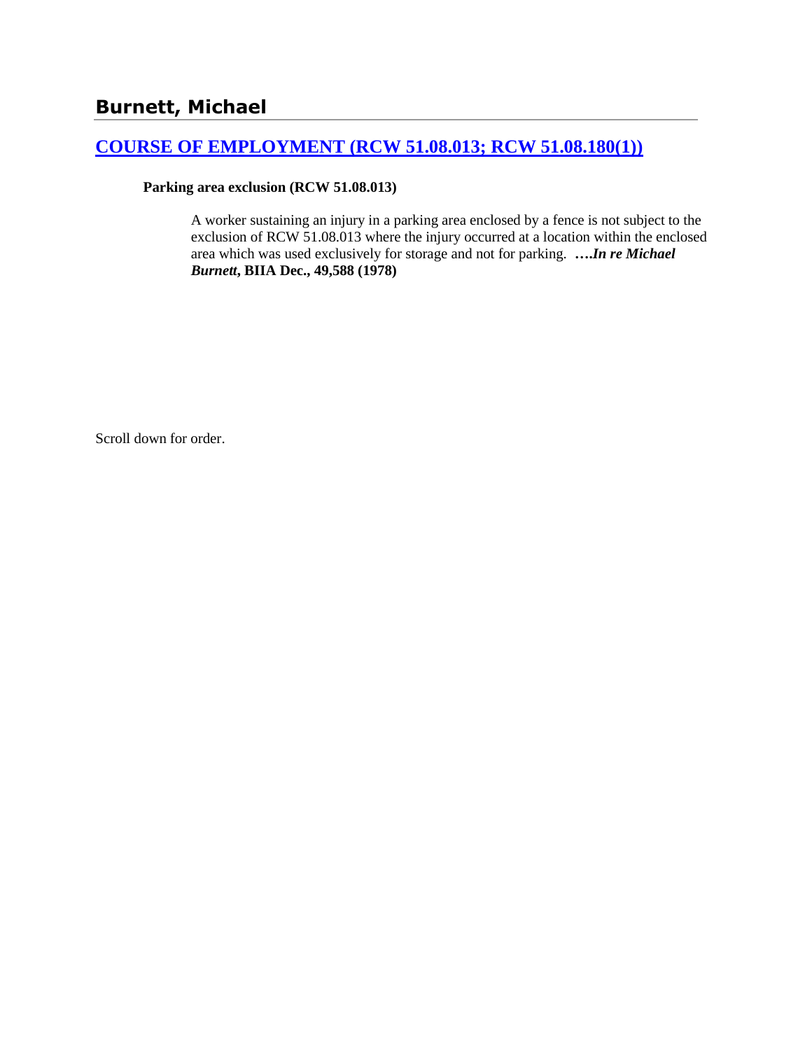## Burnett, Michael

### [COURSE OF EMPLOYMENT (RCW 51.08.013; RCW 51.08.180(1))]()

**Parking area exclusion (RCW 51.08.013)**

> A worker sustaining an injury in a parking area enclosed by a fence is not subject to the exclusion of RCW 51.08.013 where the injury occurred at a location within the enclosed area which was used exclusively for storage and not for parking. **….*In re Michael Burnett*, BIIA Dec., 49,588 (1978)**

Scroll down for order.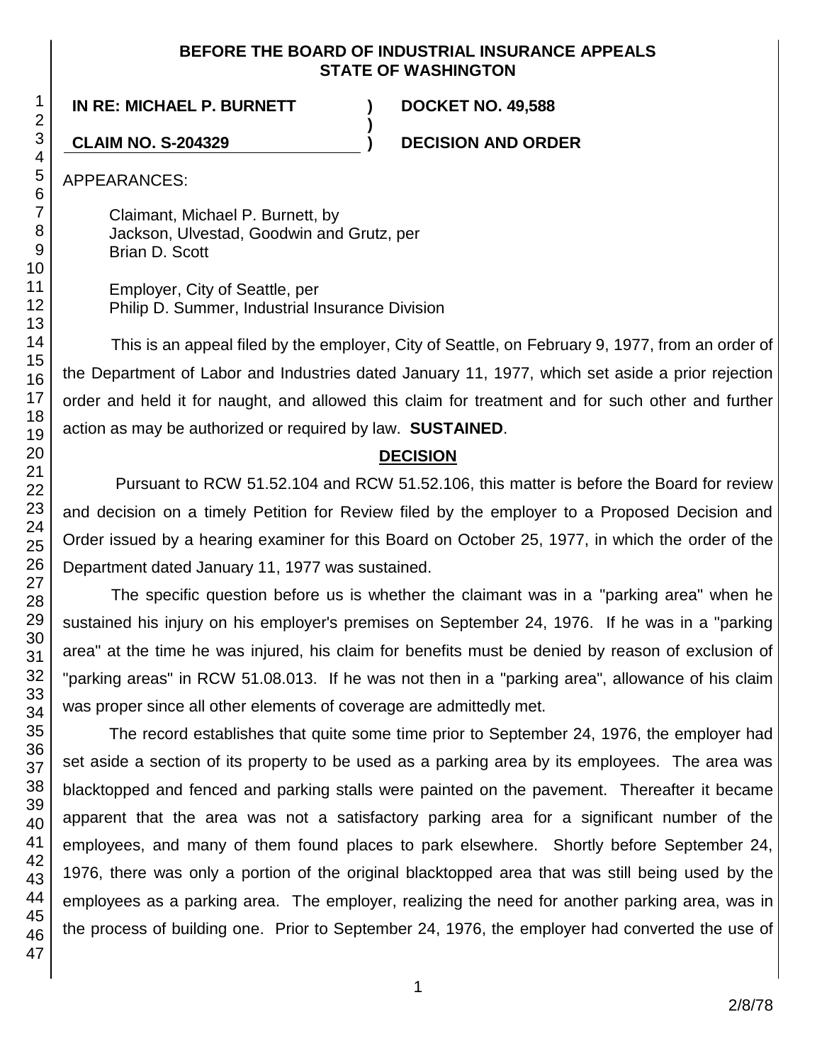**BEFORE THE BOARD OF INDUSTRIAL INSURANCE APPEALS**
**STATE OF WASHINGTON**

**IN RE: MICHAEL P. BURNETT** ) **DOCKET NO. 49,588**
)
**CLAIM NO. S-204329** ) **DECISION AND ORDER**

APPEARANCES:

Claimant, Michael P. Burnett, by
Jackson, Ulvestad, Goodwin and Grutz, per
Brian D. Scott

Employer, City of Seattle, per
Philip D. Summer, Industrial Insurance Division

This is an appeal filed by the employer, City of Seattle, on February 9, 1977, from an order of the Department of Labor and Industries dated January 11, 1977, which set aside a prior rejection order and held it for naught, and allowed this claim for treatment and for such other and further action as may be authorized or required by law. **SUSTAINED**.

**DECISION**

Pursuant to RCW 51.52.104 and RCW 51.52.106, this matter is before the Board for review and decision on a timely Petition for Review filed by the employer to a Proposed Decision and Order issued by a hearing examiner for this Board on October 25, 1977, in which the order of the Department dated January 11, 1977 was sustained.

The specific question before us is whether the claimant was in a "parking area" when he sustained his injury on his employer's premises on September 24, 1976. If he was in a "parking area" at the time he was injured, his claim for benefits must be denied by reason of exclusion of "parking areas" in RCW 51.08.013. If he was not then in a "parking area", allowance of his claim was proper since all other elements of coverage are admittedly met.

The record establishes that quite some time prior to September 24, 1976, the employer had set aside a section of its property to be used as a parking area by its employees. The area was blacktopped and fenced and parking stalls were painted on the pavement. Thereafter it became apparent that the area was not a satisfactory parking area for a significant number of the employees, and many of them found places to park elsewhere. Shortly before September 24, 1976, there was only a portion of the original blacktopped area that was still being used by the employees as a parking area. The employer, realizing the need for another parking area, was in the process of building one. Prior to September 24, 1976, the employer had converted the use of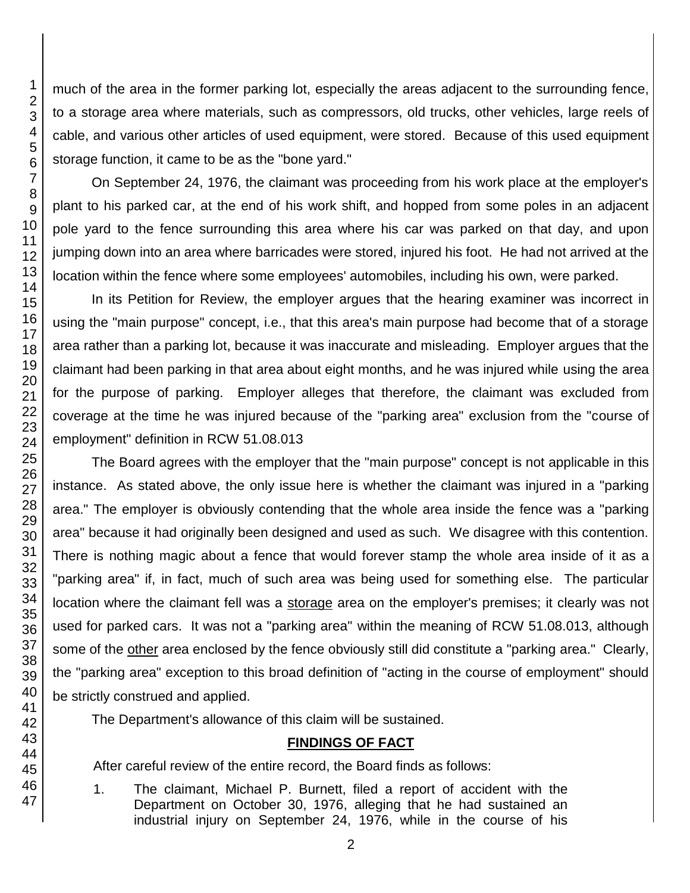much of the area in the former parking lot, especially the areas adjacent to the surrounding fence, to a storage area where materials, such as compressors, old trucks, other vehicles, large reels of cable, and various other articles of used equipment, were stored. Because of this used equipment storage function, it came to be as the "bone yard."

On September 24, 1976, the claimant was proceeding from his work place at the employer's plant to his parked car, at the end of his work shift, and hopped from some poles in an adjacent pole yard to the fence surrounding this area where his car was parked on that day, and upon jumping down into an area where barricades were stored, injured his foot. He had not arrived at the location within the fence where some employees' automobiles, including his own, were parked.

In its Petition for Review, the employer argues that the hearing examiner was incorrect in using the "main purpose" concept, i.e., that this area's main purpose had become that of a storage area rather than a parking lot, because it was inaccurate and misleading. Employer argues that the claimant had been parking in that area about eight months, and he was injured while using the area for the purpose of parking. Employer alleges that therefore, the claimant was excluded from coverage at the time he was injured because of the "parking area" exclusion from the "course of employment" definition in RCW 51.08.013

The Board agrees with the employer that the "main purpose" concept is not applicable in this instance. As stated above, the only issue here is whether the claimant was injured in a "parking area." The employer is obviously contending that the whole area inside the fence was a "parking area" because it had originally been designed and used as such. We disagree with this contention. There is nothing magic about a fence that would forever stamp the whole area inside of it as a "parking area" if, in fact, much of such area was being used for something else. The particular location where the claimant fell was a <u>storage</u> area on the employer's premises; it clearly was not used for parked cars. It was not a "parking area" within the meaning of RCW 51.08.013, although some of the <u>other</u> area enclosed by the fence obviously still did constitute a "parking area." Clearly, the "parking area" exception to this broad definition of "acting in the course of employment" should be strictly construed and applied.

The Department's allowance of this claim will be sustained.

## FINDINGS OF FACT

After careful review of the entire record, the Board finds as follows:

1. The claimant, Michael P. Burnett, filed a report of accident with the Department on October 30, 1976, alleging that he had sustained an industrial injury on September 24, 1976, while in the course of his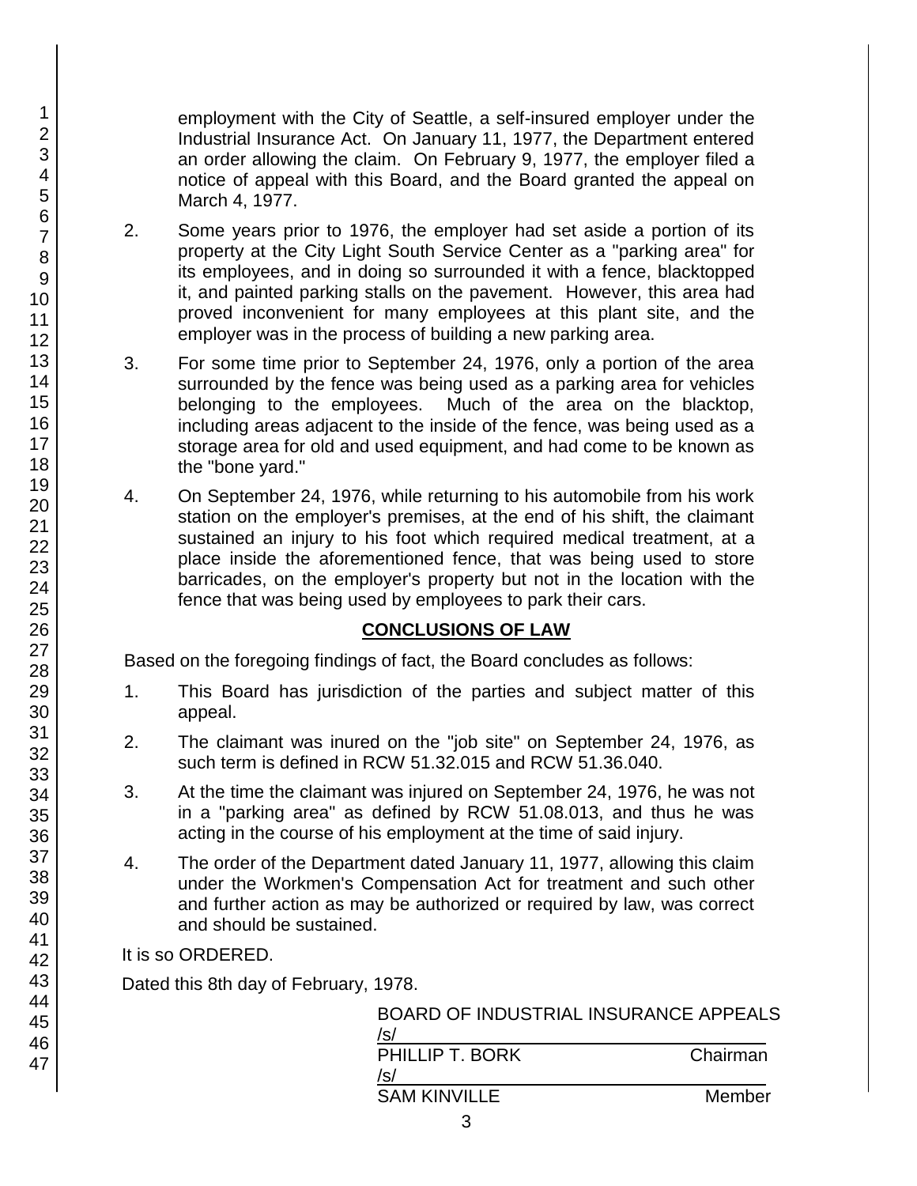employment with the City of Seattle, a self-insured employer under the Industrial Insurance Act. On January 11, 1977, the Department entered an order allowing the claim. On February 9, 1977, the employer filed a notice of appeal with this Board, and the Board granted the appeal on March 4, 1977.

2. Some years prior to 1976, the employer had set aside a portion of its property at the City Light South Service Center as a "parking area" for its employees, and in doing so surrounded it with a fence, blacktopped it, and painted parking stalls on the pavement. However, this area had proved inconvenient for many employees at this plant site, and the employer was in the process of building a new parking area.

3. For some time prior to September 24, 1976, only a portion of the area surrounded by the fence was being used as a parking area for vehicles belonging to the employees. Much of the area on the blacktop, including areas adjacent to the inside of the fence, was being used as a storage area for old and used equipment, and had come to be known as the "bone yard."

4. On September 24, 1976, while returning to his automobile from his work station on the employer's premises, at the end of his shift, the claimant sustained an injury to his foot which required medical treatment, at a place inside the aforementioned fence, that was being used to store barricades, on the employer's property but not in the location with the fence that was being used by employees to park their cars.

## CONCLUSIONS OF LAW

Based on the foregoing findings of fact, the Board concludes as follows:

1. This Board has jurisdiction of the parties and subject matter of this appeal.

2. The claimant was inured on the "job site" on September 24, 1976, as such term is defined in RCW 51.32.015 and RCW 51.36.040.

3. At the time the claimant was injured on September 24, 1976, he was not in a "parking area" as defined by RCW 51.08.013, and thus he was acting in the course of his employment at the time of said injury.

4. The order of the Department dated January 11, 1977, allowing this claim under the Workmen's Compensation Act for treatment and such other and further action as may be authorized or required by law, was correct and should be sustained.

It is so ORDERED.

Dated this 8th day of February, 1978.

BOARD OF INDUSTRIAL INSURANCE APPEALS

/s/
PHILLIP T. BORK Chairman

/s/
SAM KINVILLE Member